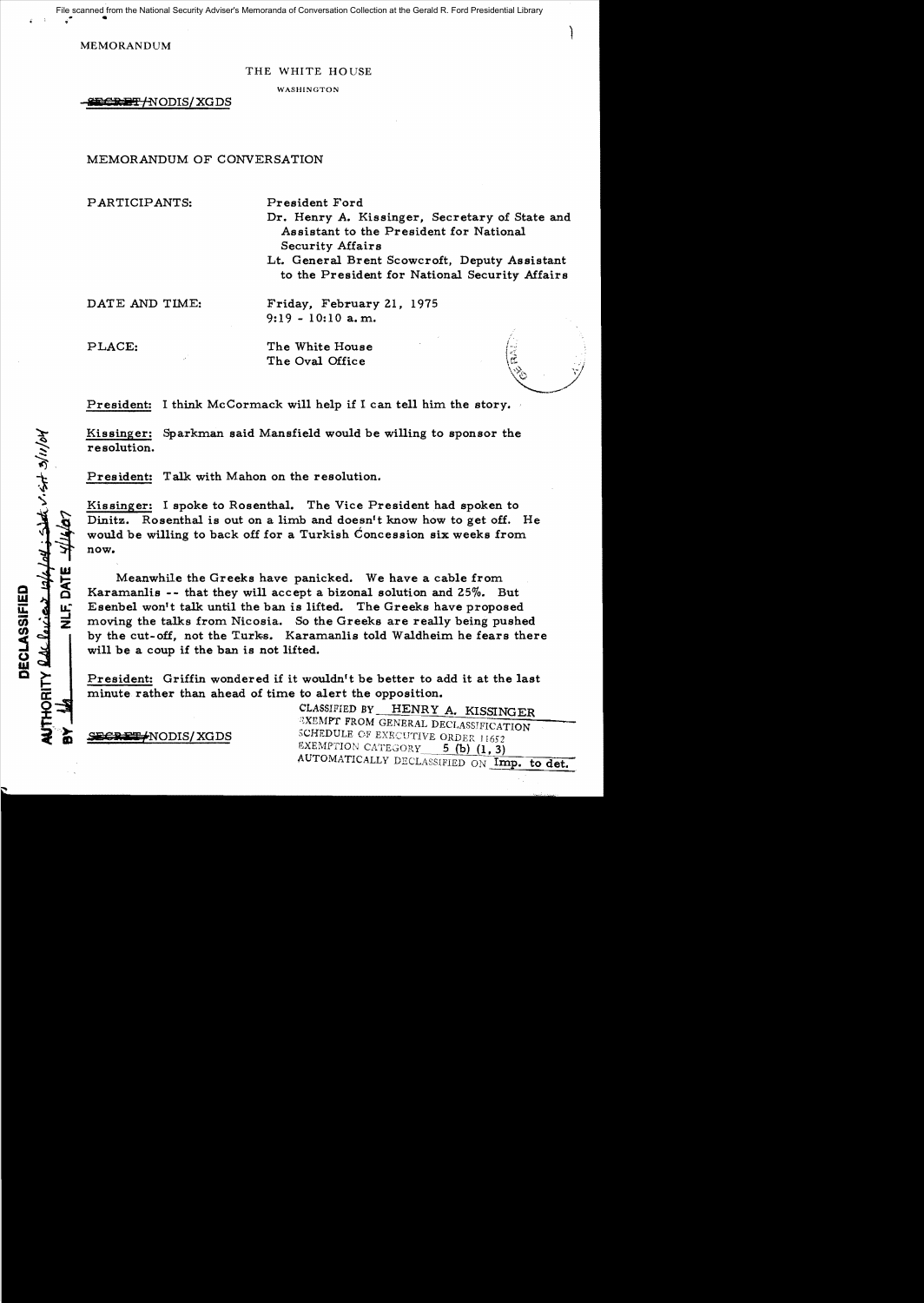File scanned from the National Security Adviser's Memoranda of Conversation Collection at the Gerald R. Ford Presidential Library

MEMORANDUM

THE WHITE HOUSE

WASHINGTON

~~SECRET~~/NODIS/XGDS

MEMORANDUM OF CONVERSATION

PARTICIPANTS: President Ford
Dr. Henry A. Kissinger, Secretary of State and Assistant to the President for National Security Affairs
Lt. General Brent Scowcroft, Deputy Assistant to the President for National Security Affairs

DATE AND TIME: Friday, February 21, 1975
9:19 - 10:10 a.m.

PLACE: The White House
The Oval Office

President: I think McCormack will help if I can tell him the story.

Kissinger: Sparkman said Mansfield would be willing to sponsor the resolution.

President: Talk with Mahon on the resolution.

Kissinger: I spoke to Rosenthal. The Vice President had spoken to Dinitz. Rosenthal is out on a limb and doesn't know how to get off. He would be willing to back off for a Turkish Concession six weeks from now.

Meanwhile the Greeks have panicked. We have a cable from Karamanlis -- that they will accept a bizonal solution and 25%. But Esenbel won't talk until the ban is lifted. The Greeks have proposed moving the talks from Nicosia. So the Greeks are really being pushed by the cut-off, not the Turks. Karamanlis told Waldheim he fears there will be a coup if the ban is not lifted.

President: Griffin wondered if it wouldn't be better to add it at the last minute rather than ahead of time to alert the opposition.

DECLASSIFIED
AUTHORITY [handwritten]
BY [handwritten] NLF, DATE [handwritten]

~~SECRET~~/NODIS/XGDS

CLASSIFIED BY HENRY A. KISSINGER
EXEMPT FROM GENERAL DECLASSIFICATION
SCHEDULE OF EXECUTIVE ORDER 11652
EXEMPTION CATEGORY 5 (b) (1, 3)
AUTOMATICALLY DECLASSIFIED ON Imp. to det.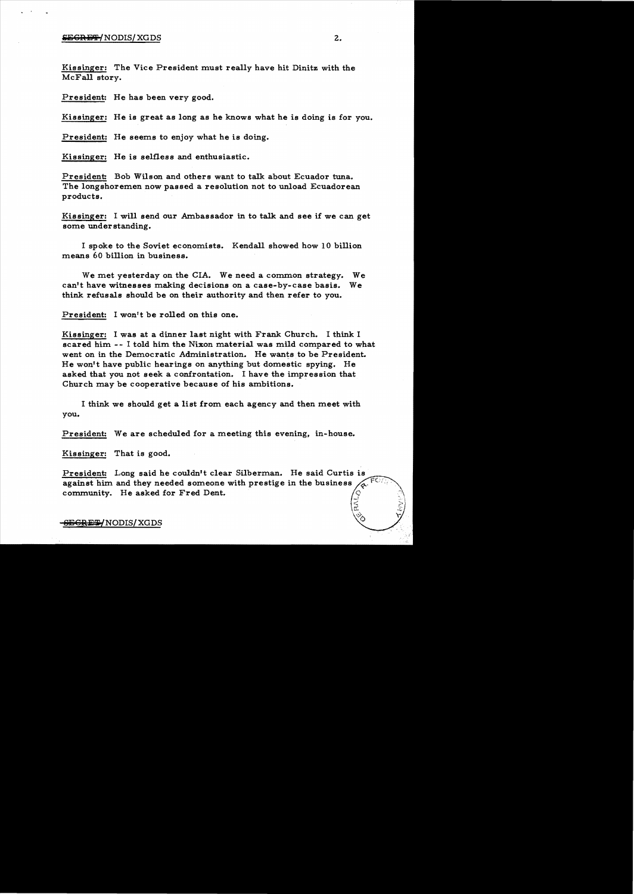Kissinger: The Vice President must really have hit Dinitz with the McFall story.

President: He has been very good.

Kissinger: He is great as long as he knows what he is doing is for you.

President: He seems to enjoy what he is doing.

Kissinger: He is selfless and enthusiastic.

President: Bob Wilson and others want to talk about Ecuador tuna. The longshoremen now passed a resolution not to unload Ecuadorean products.

Kissinger: I will send our Ambassador in to talk and see if we can get some understanding.

I spoke to the Soviet economists. Kendall showed how 10 billion means 60 billion in business.

We met yesterday on the CIA. We need a common strategy. We can't have witnesses making decisions on a case-by-case basis. We think refusals should be on their authority and then refer to you.

President: I won't be rolled on this one.

Kissinger: I was at a dinner last night with Frank Church. I think I scared him -- I told him the Nixon material was mild compared to what went on in the Democratic Administration. He wants to be President. He won't have public hearings on anything but domestic spying. He asked that you not seek a confrontation. I have the impression that Church may be cooperative because of his ambitions.

I think we should get a list from each agency and then meet with you.

President: We are scheduled for a meeting this evening, in-house.

Kissinger: That is good.

President: Long said he couldn't clear Silberman. He said Curtis is against him and they needed someone with prestige in the business community. He asked for Fred Dent.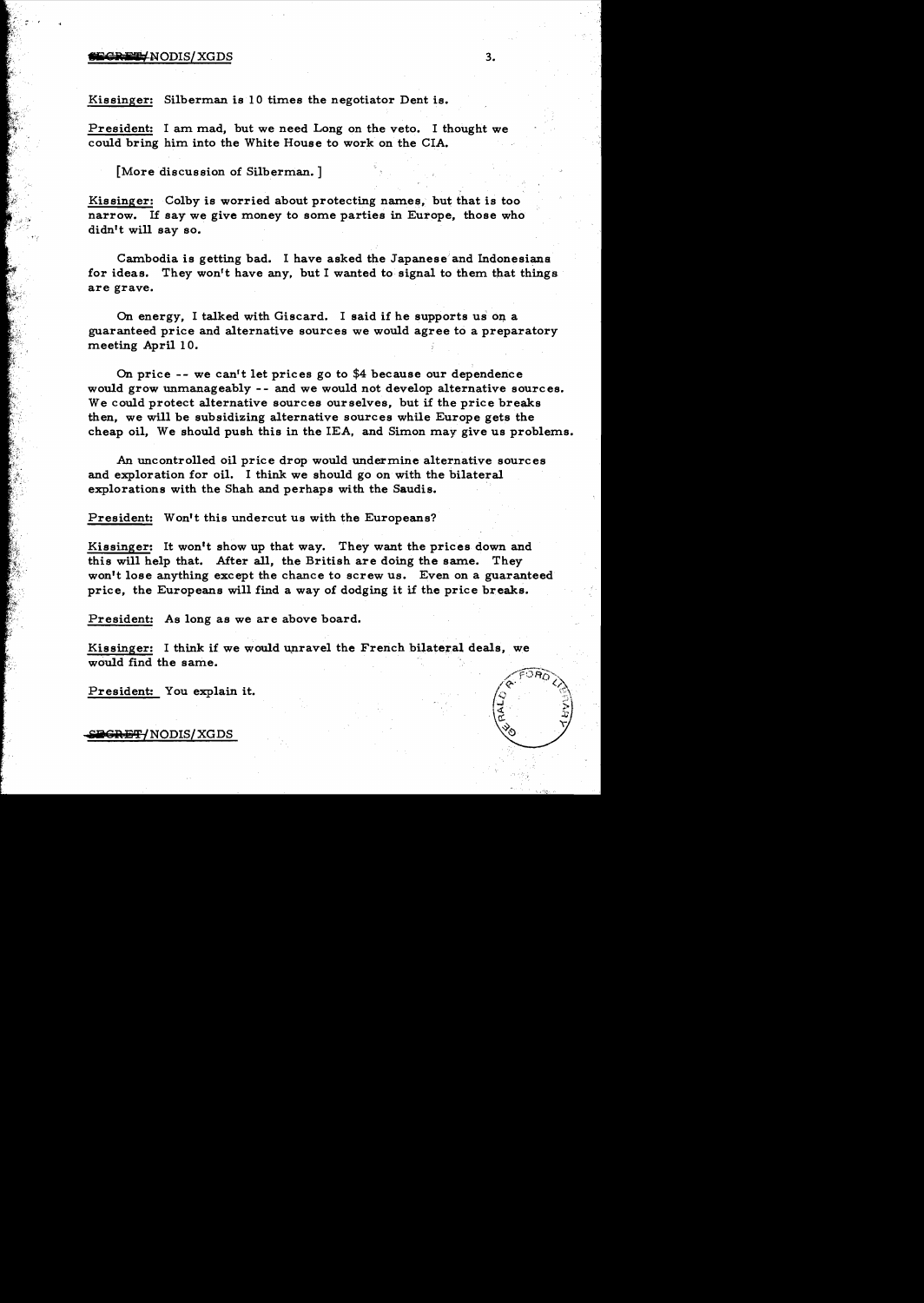Kissinger: Silberman is 10 times the negotiator Dent is.

President: I am mad, but we need Long on the veto. I thought we could bring him into the White House to work on the CIA.

[More discussion of Silberman.]

Kissinger: Colby is worried about protecting names, but that is too narrow. If say we give money to some parties in Europe, those who didn't will say so.

Cambodia is getting bad. I have asked the Japanese and Indonesians for ideas. They won't have any, but I wanted to signal to them that things are grave.

On energy, I talked with Giscard. I said if he supports us on a guaranteed price and alternative sources we would agree to a preparatory meeting April 10.

On price -- we can't let prices go to $4 because our dependence would grow unmanageably -- and we would not develop alternative sources. We could protect alternative sources ourselves, but if the price breaks then, we will be subsidizing alternative sources while Europe gets the cheap oil, We should push this in the IEA, and Simon may give us problems.

An uncontrolled oil price drop would undermine alternative sources and exploration for oil. I think we should go on with the bilateral explorations with the Shah and perhaps with the Saudis.

President: Won't this undercut us with the Europeans?

Kissinger: It won't show up that way. They want the prices down and this will help that. After all, the British are doing the same. They won't lose anything except the chance to screw us. Even on a guaranteed price, the Europeans will find a way of dodging it if the price breaks.

President: As long as we are above board.

Kissinger: I think if we would unravel the French bilateral deals, we would find the same.

President: You explain it.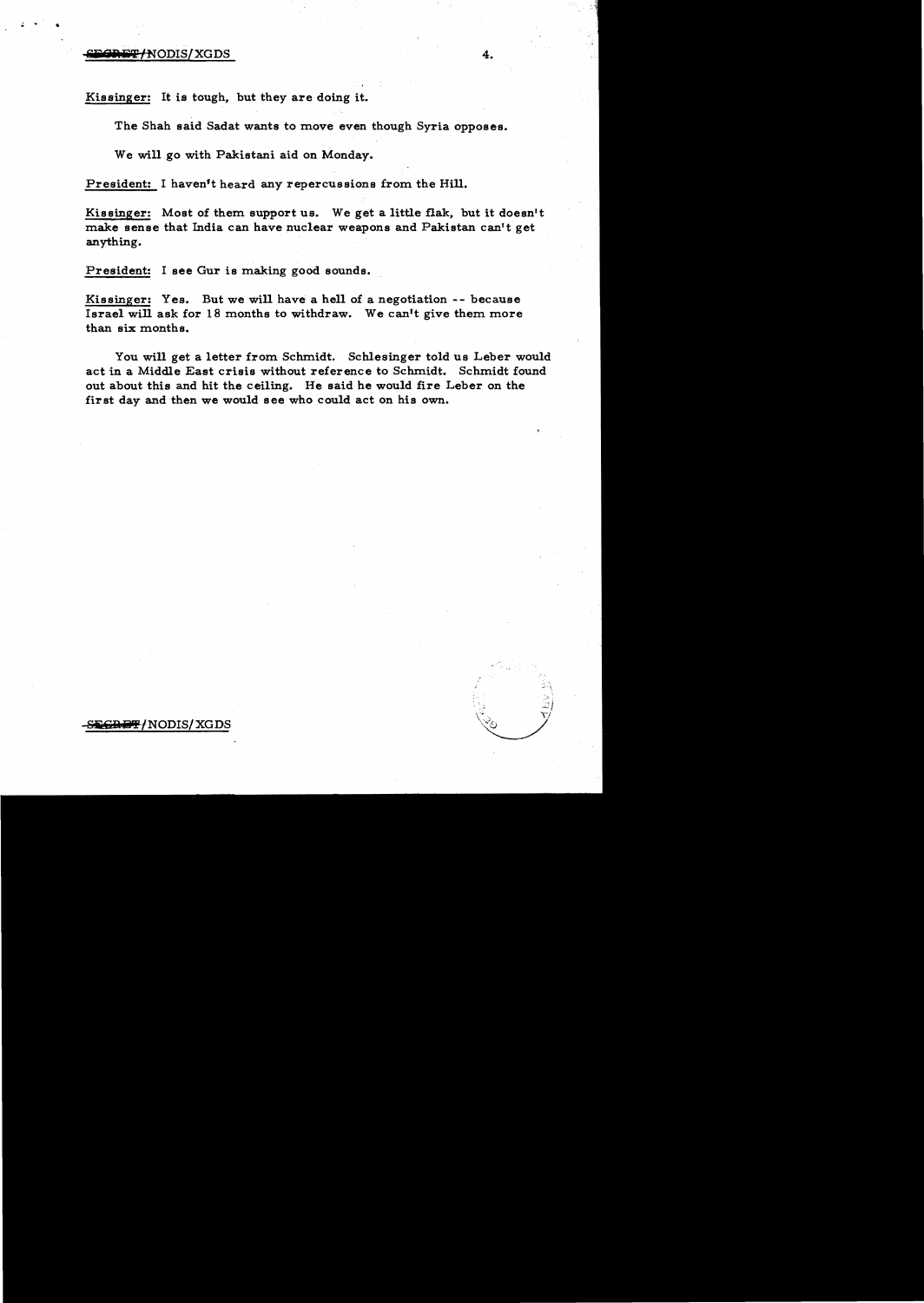Kissinger: It is tough, but they are doing it.

The Shah said Sadat wants to move even though Syria opposes.

We will go with Pakistani aid on Monday.

President: I haven't heard any repercussions from the Hill.

Kissinger: Most of them support us. We get a little flak, but it doesn't make sense that India can have nuclear weapons and Pakistan can't get anything.

President: I see Gur is making good sounds.

Kissinger: Yes. But we will have a hell of a negotiation -- because Israel will ask for 18 months to withdraw. We can't give them more than six months.

You will get a letter from Schmidt. Schlesinger told us Leber would act in a Middle East crisis without reference to Schmidt. Schmidt found out about this and hit the ceiling. He said he would fire Leber on the first day and then we would see who could act on his own.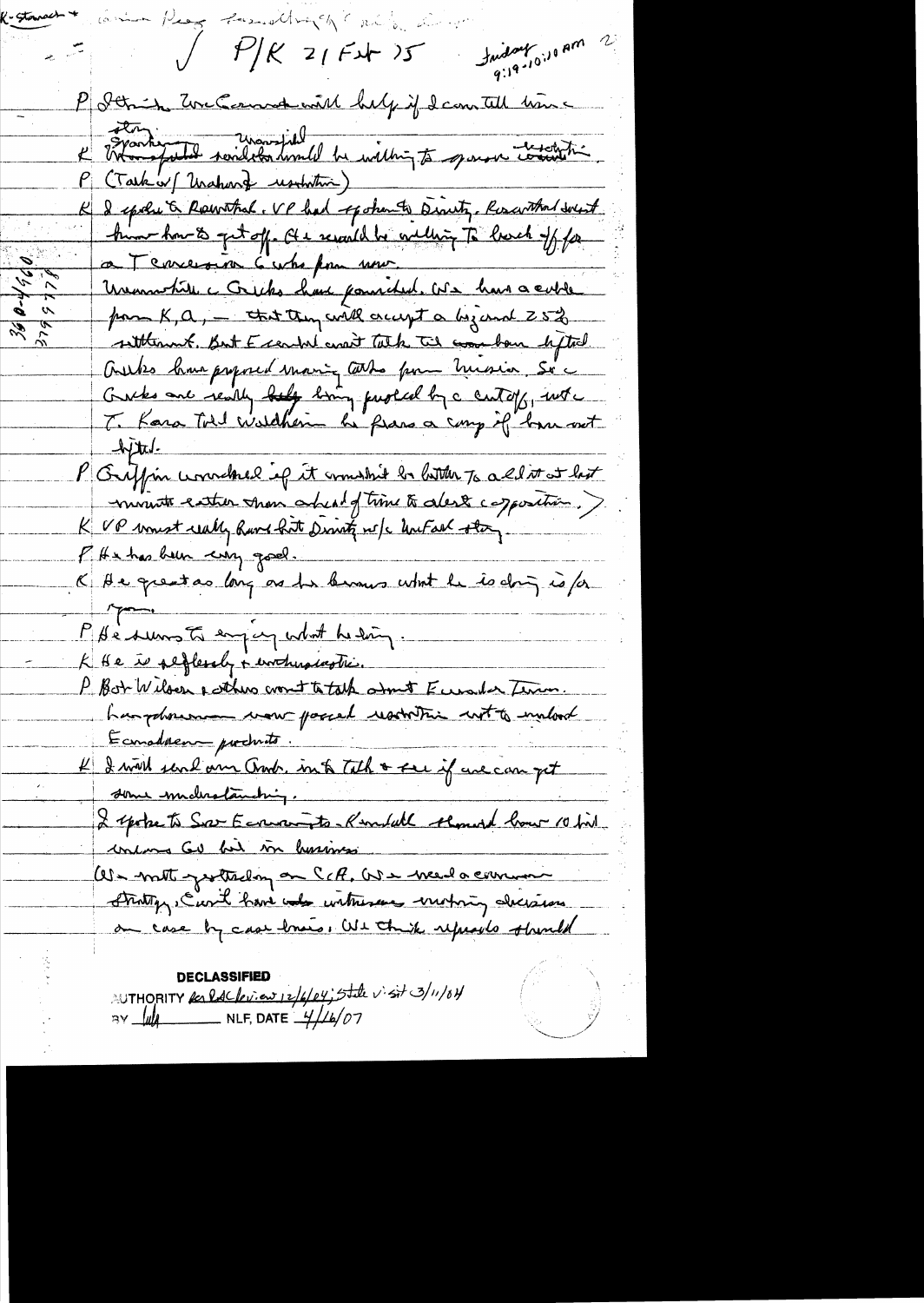K-Stennach + Simon Perez Ingersoll ...

P/K 21 Feb 75 Friday 9:19-10:10 am

P I think the Cannon will help if I can tell him a story.

K Sparkman thinks Mansfield would be willing to sponsor something.

P (Talk of Mahon's resolution)

K I spoke to Rosenthal. VP had spoken to Dinitz. Rosenthal said he would be willing to back off for a Tennessee ... from now.

Meanwhile the Greeks have promised. We have a cable from K, a, — that they will accept a bizonal 25% settlement. But Ecevit can't talk till embargo lifted. Greeks have proposed many talks from Nicosia. So the Greeks are really being fooled by a cutoff, with T. Kara told Waldheim he fears a coup if ban not lifted.

P Griffin wondered if it wouldn't be better to ... it at last minute rather than ahead of time to alert opposition.

K VP must really have hit Dinitz w/ the Fall story.

P He has been very good.

K He great as long as he knows what he is doing is for you.

P He seems to enjoy what he is doing.

K He is selflessly & enthusiastic.

P Bob Wilson & others want to talk about Ecuador Tuna. Hampshire now passed resolution not to unload Ecuadorean products.

K I will send our Amb. in to talk & see if we can get some understanding.

I spoke to Sec Commerce & to Kendall. Thought ... our GO ... in business

We must get ... on ... We need a common strategy, can't have ... witnesses making decisions on case by case basis. We think ... should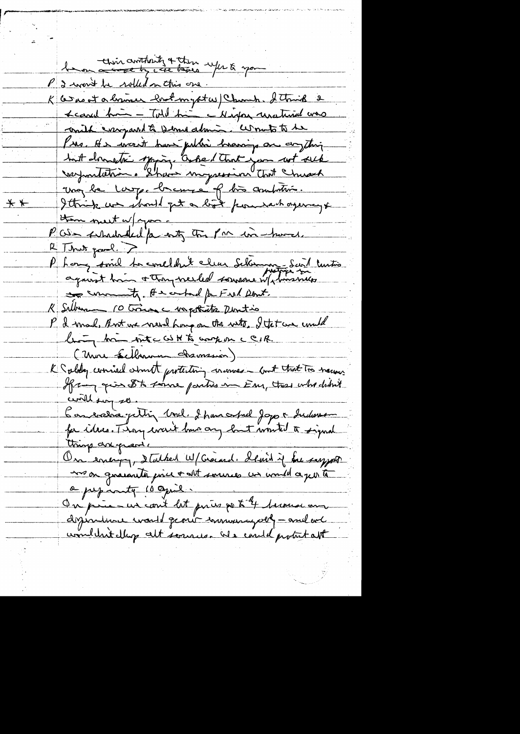have their authority & then up to you
(with inserted above: ~~accept by~~ ~~the bases~~)

P I won't be rolled on this one.

K Was not a brimer but might w/ Church. I think I scared him – Told him c Nixon material was mild compared to Dem admin. Wants to be Pres. He won't have public hearings on anything but domestic spying. Asked that you not seek confrontation. Have impression that Church may be Carp. because of his ambition.

** I think we should get a list from each agency & them meet w/ you.

P We scheduled for only the P.M. in-house.

R That good. ?

P Long said he couldn't elect Seltmann. Said Curtis against him & they needed someone w/ prestige in business community. He voted for Fed Dist.

R Seltmann 10 times c negotiator Dentio

P I mod. But we need Long on the vote. I that we could bring him into c WH to work on c CIR.

(More Seltmann discussion)

K Solely concerned about protecting sources – but that too narrow. If any give OK to some parties in Eur, those who didn't will say so.

Conversation getting loud. I have asked Jojo c Anderson for ideas. They won't have any but wanted to signal things are quiet.

On energy, I talked W/ Giscard. I said if he support us on guarantee price & alt sources we would agree to a prep mtg 10 April.

On price – we can't let prices go to 4 because our dependence would grow enormously – and we wouldn't develop alt sources. We could protect alt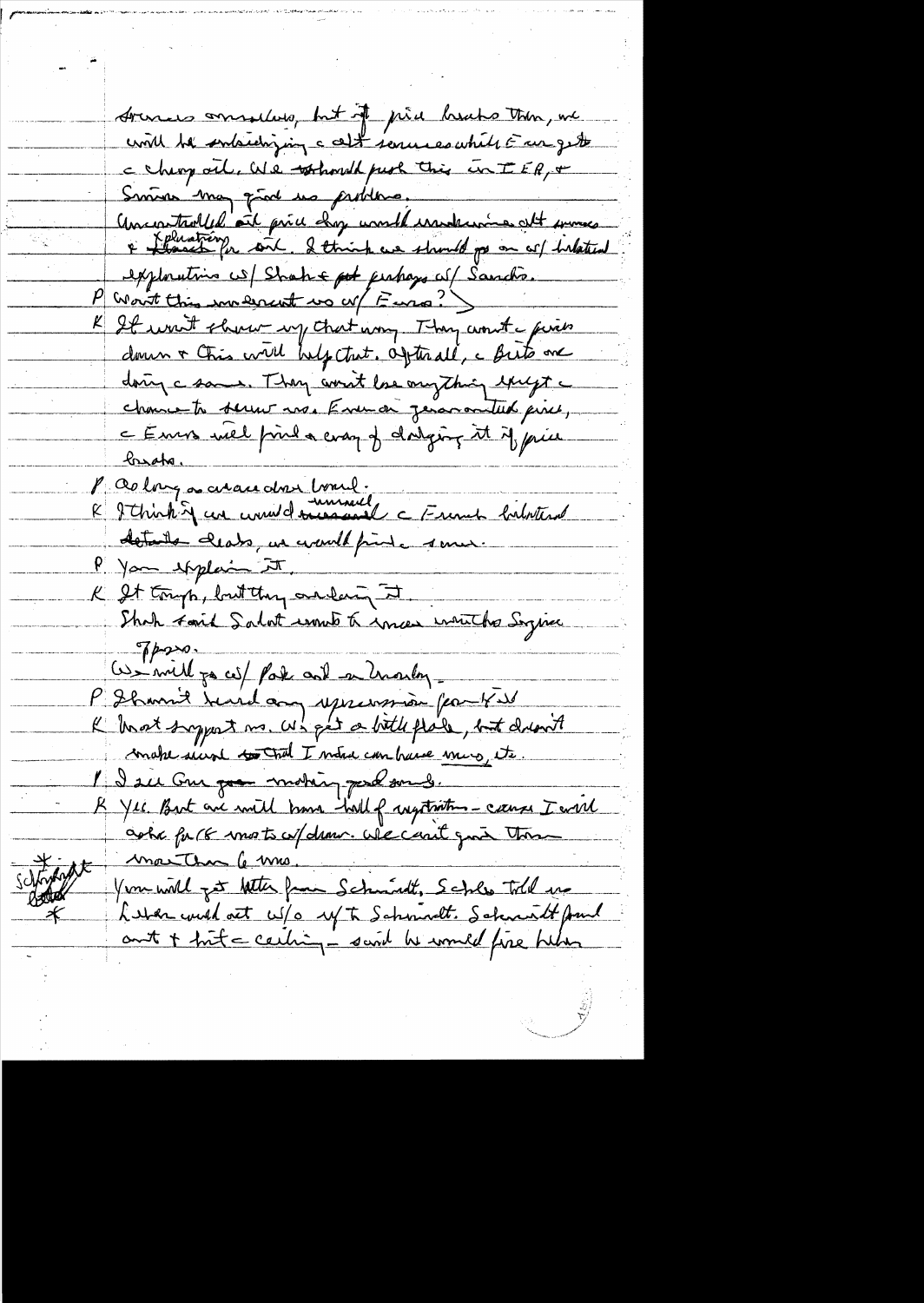sources smaller, but if price breaks them, we will be subsidizing c alt sources while E can get c cheap oil. We should push this in IEA, & Simon may find no problem.

Uncontrolled oil price drop would undermine alt sources & floor price on oil. I think we should go on w/ bilateral explorations w/ Shah & perhaps w/ Saudis.

P Won't this undercut us w/ Euros?

K It won't show up that way. They want c prices down & this will help that. After all, c Brits are doing c same. They won't lose anything except c chance to screw us. Even on guaranteed price, c Euros will find a way of dodging it if price breaks.

P As long as we are above board.

K I think if we would unravel c French bilateral details deals, we would find c same.

P You explain it.

K It tough, but they are doing it.

Shah said Sadat wants to invade with Syria ??

We will go w/ Park and on Monday.

P I haven't heard any repercussion from K's ??

K Most support us. We got a little flak, but doesn't make sense to think I alone can leave Moscow, etc.

P I see Gun ?? making good sounds.

K Yes. But we will have hell of negotiation – cause I will ask for 6 months w/ them. We can't give them more than 6 mos.

Schmidt letter * You will get letter from Schmidt. Scheel told us

* Leber could act w/o ref to Schmidt. Schmidt found out & hit c ceiling – said he would fire Leber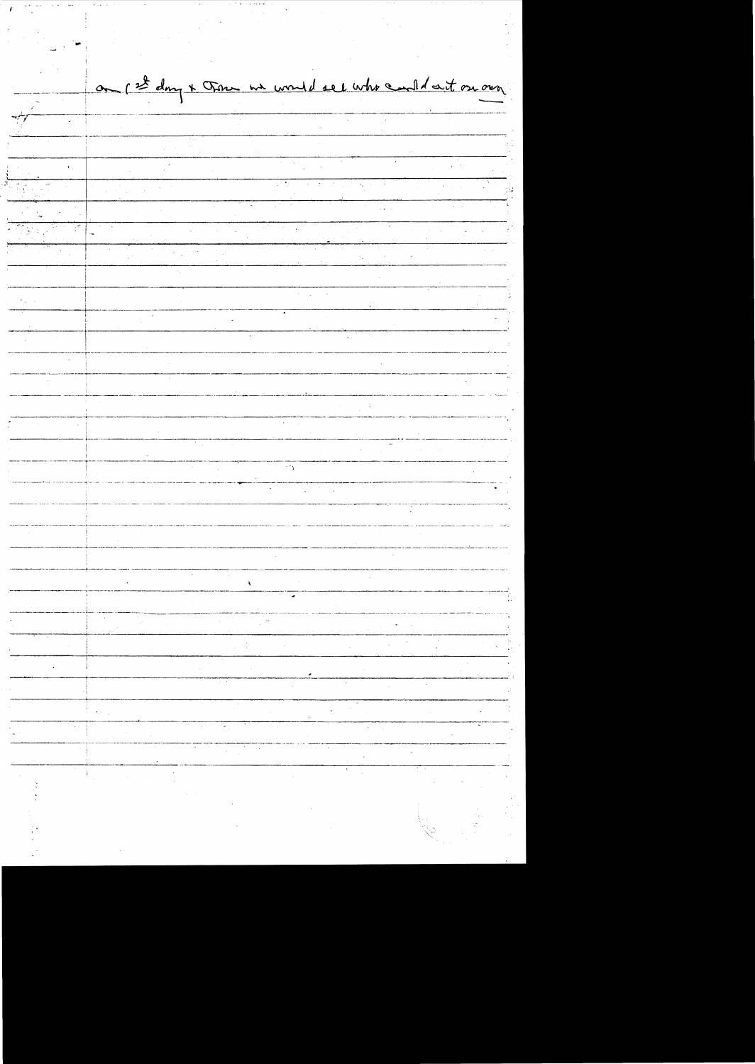on 1st day & Tom we would see who could sit on own